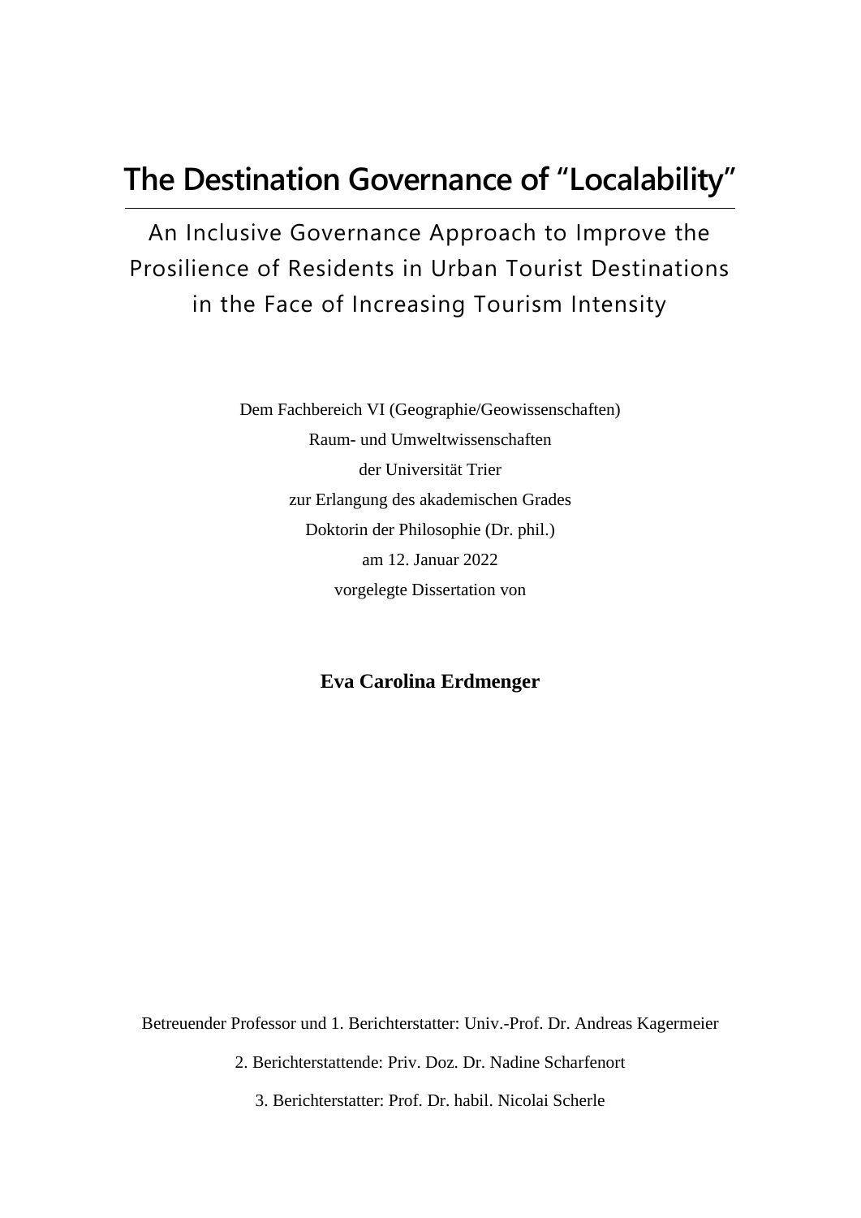# The Destination Governance of "Localability"

## An Inclusive Governance Approach to Improve the Prosilience of Residents in Urban Tourist Destinations in the Face of Increasing Tourism Intensity

Dem Fachbereich VI (Geographie/Geowissenschaften)
Raum- und Umweltwissenschaften
der Universität Trier
zur Erlangung des akademischen Grades
Doktorin der Philosophie (Dr. phil.)
am 12. Januar 2022
vorgelegte Dissertation von

**Eva Carolina Erdmenger**

Betreuender Professor und 1. Berichterstatter: Univ.-Prof. Dr. Andreas Kagermeier

2. Berichterstattende: Priv. Doz. Dr. Nadine Scharfenort

3. Berichterstatter: Prof. Dr. habil. Nicolai Scherle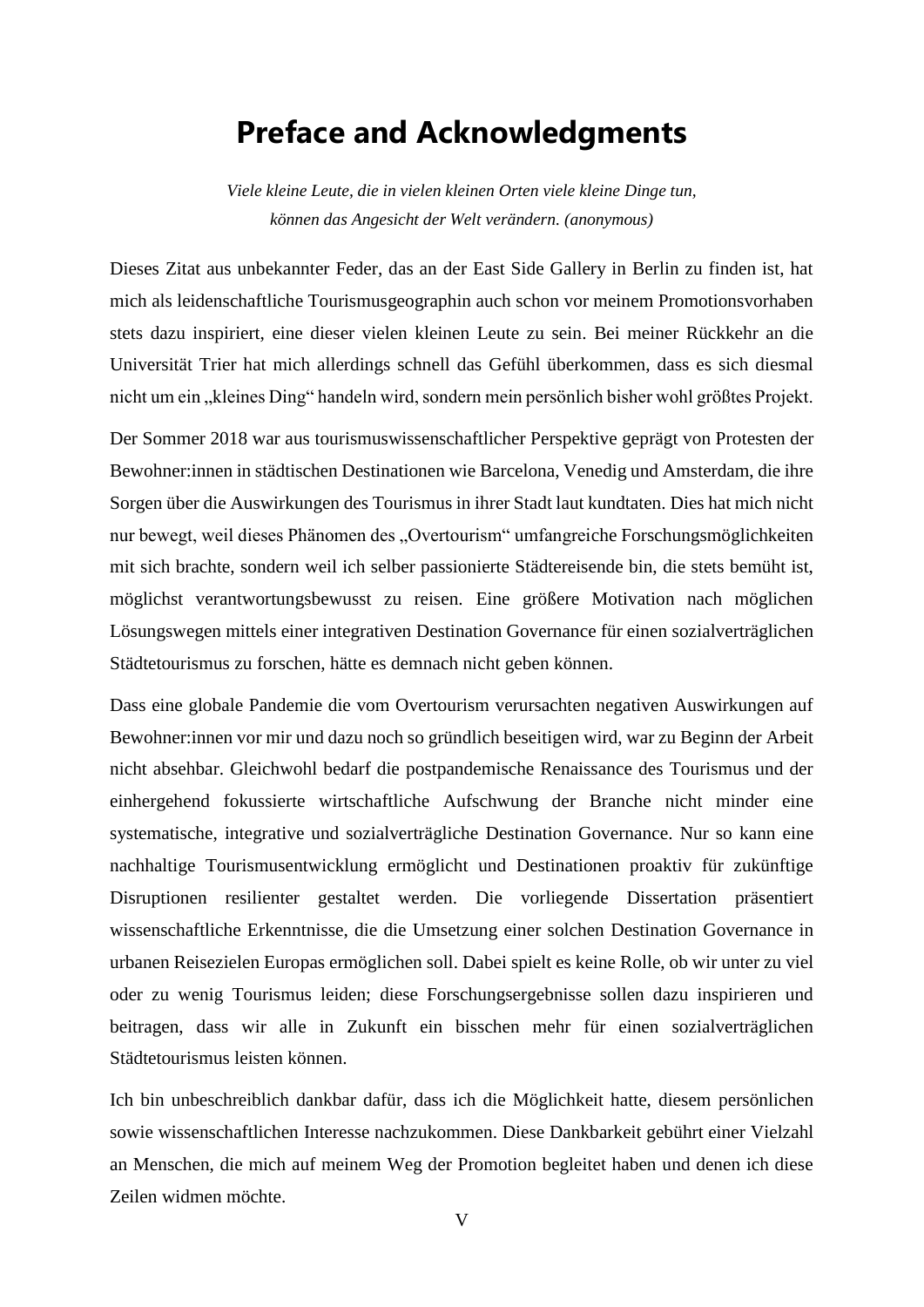# Preface and Acknowledgments

*Viele kleine Leute, die in vielen kleinen Orten viele kleine Dinge tun, können das Angesicht der Welt verändern. (anonymous)*

Dieses Zitat aus unbekannter Feder, das an der East Side Gallery in Berlin zu finden ist, hat mich als leidenschaftliche Tourismusgeographin auch schon vor meinem Promotionsvorhaben stets dazu inspiriert, eine dieser vielen kleinen Leute zu sein. Bei meiner Rückkehr an die Universität Trier hat mich allerdings schnell das Gefühl überkommen, dass es sich diesmal nicht um ein „kleines Ding" handeln wird, sondern mein persönlich bisher wohl größtes Projekt.

Der Sommer 2018 war aus tourismuswissenschaftlicher Perspektive geprägt von Protesten der Bewohner:innen in städtischen Destinationen wie Barcelona, Venedig und Amsterdam, die ihre Sorgen über die Auswirkungen des Tourismus in ihrer Stadt laut kundtaten. Dies hat mich nicht nur bewegt, weil dieses Phänomen des „Overtourism" umfangreiche Forschungsmöglichkeiten mit sich brachte, sondern weil ich selber passionierte Städtereisende bin, die stets bemüht ist, möglichst verantwortungsbewusst zu reisen. Eine größere Motivation nach möglichen Lösungswegen mittels einer integrativen Destination Governance für einen sozialverträglichen Städtetourismus zu forschen, hätte es demnach nicht geben können.

Dass eine globale Pandemie die vom Overtourism verursachten negativen Auswirkungen auf Bewohner:innen vor mir und dazu noch so gründlich beseitigen wird, war zu Beginn der Arbeit nicht absehbar. Gleichwohl bedarf die postpandemische Renaissance des Tourismus und der einhergehend fokussierte wirtschaftliche Aufschwung der Branche nicht minder eine systematische, integrative und sozialverträgliche Destination Governance. Nur so kann eine nachhaltige Tourismusentwicklung ermöglicht und Destinationen proaktiv für zukünftige Disruptionen resilienter gestaltet werden. Die vorliegende Dissertation präsentiert wissenschaftliche Erkenntnisse, die die Umsetzung einer solchen Destination Governance in urbanen Reisezielen Europas ermöglichen soll. Dabei spielt es keine Rolle, ob wir unter zu viel oder zu wenig Tourismus leiden; diese Forschungsergebnisse sollen dazu inspirieren und beitragen, dass wir alle in Zukunft ein bisschen mehr für einen sozialverträglichen Städtetourismus leisten können.

Ich bin unbeschreiblich dankbar dafür, dass ich die Möglichkeit hatte, diesem persönlichen sowie wissenschaftlichen Interesse nachzukommen. Diese Dankbarkeit gebührt einer Vielzahl an Menschen, die mich auf meinem Weg der Promotion begleitet haben und denen ich diese Zeilen widmen möchte.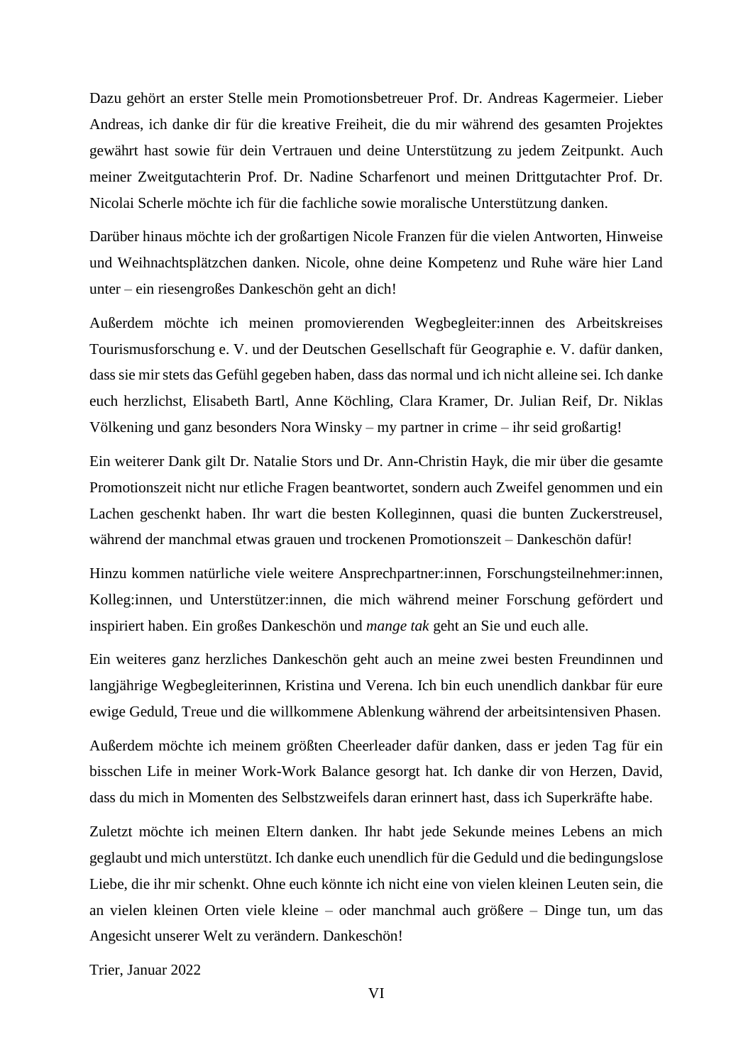Dazu gehört an erster Stelle mein Promotionsbetreuer Prof. Dr. Andreas Kagermeier. Lieber Andreas, ich danke dir für die kreative Freiheit, die du mir während des gesamten Projektes gewährt hast sowie für dein Vertrauen und deine Unterstützung zu jedem Zeitpunkt. Auch meiner Zweitgutachterin Prof. Dr. Nadine Scharfenort und meinen Drittgutachter Prof. Dr. Nicolai Scherle möchte ich für die fachliche sowie moralische Unterstützung danken.

Darüber hinaus möchte ich der großartigen Nicole Franzen für die vielen Antworten, Hinweise und Weihnachtsplätzchen danken. Nicole, ohne deine Kompetenz und Ruhe wäre hier Land unter – ein riesengroßes Dankeschön geht an dich!

Außerdem möchte ich meinen promovierenden Wegbegleiter:innen des Arbeitskreises Tourismusforschung e. V. und der Deutschen Gesellschaft für Geographie e. V. dafür danken, dass sie mir stets das Gefühl gegeben haben, dass das normal und ich nicht alleine sei. Ich danke euch herzlichst, Elisabeth Bartl, Anne Köchling, Clara Kramer, Dr. Julian Reif, Dr. Niklas Völkening und ganz besonders Nora Winsky – my partner in crime – ihr seid großartig!

Ein weiterer Dank gilt Dr. Natalie Stors und Dr. Ann-Christin Hayk, die mir über die gesamte Promotionszeit nicht nur etliche Fragen beantwortet, sondern auch Zweifel genommen und ein Lachen geschenkt haben. Ihr wart die besten Kolleginnen, quasi die bunten Zuckerstreusel, während der manchmal etwas grauen und trockenen Promotionszeit – Dankeschön dafür!

Hinzu kommen natürliche viele weitere Ansprechpartner:innen, Forschungsteilnehmer:innen, Kolleg:innen, und Unterstützer:innen, die mich während meiner Forschung gefördert und inspiriert haben. Ein großes Dankeschön und *mange tak* geht an Sie und euch alle.

Ein weiteres ganz herzliches Dankeschön geht auch an meine zwei besten Freundinnen und langjährige Wegbegleiterinnen, Kristina und Verena. Ich bin euch unendlich dankbar für eure ewige Geduld, Treue und die willkommene Ablenkung während der arbeitsintensiven Phasen.

Außerdem möchte ich meinem größten Cheerleader dafür danken, dass er jeden Tag für ein bisschen Life in meiner Work-Work Balance gesorgt hat. Ich danke dir von Herzen, David, dass du mich in Momenten des Selbstzweifels daran erinnert hast, dass ich Superkräfte habe.

Zuletzt möchte ich meinen Eltern danken. Ihr habt jede Sekunde meines Lebens an mich geglaubt und mich unterstützt. Ich danke euch unendlich für die Geduld und die bedingungslose Liebe, die ihr mir schenkt. Ohne euch könnte ich nicht eine von vielen kleinen Leuten sein, die an vielen kleinen Orten viele kleine – oder manchmal auch größere – Dinge tun, um das Angesicht unserer Welt zu verändern. Dankeschön!

Trier, Januar 2022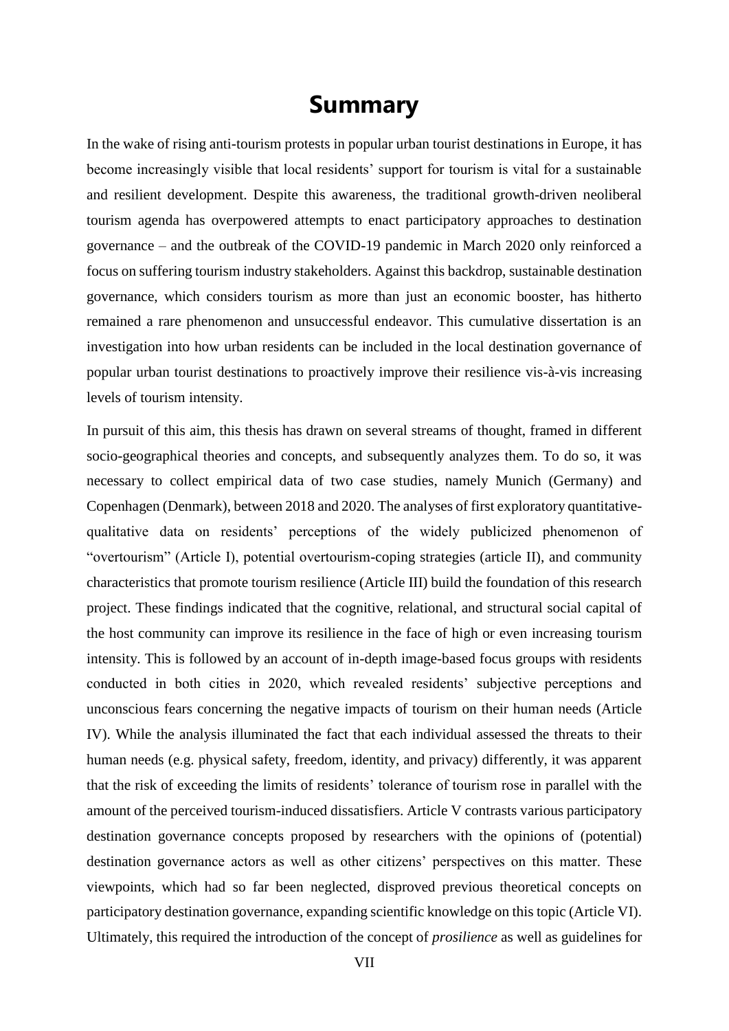# Summary

In the wake of rising anti-tourism protests in popular urban tourist destinations in Europe, it has become increasingly visible that local residents' support for tourism is vital for a sustainable and resilient development. Despite this awareness, the traditional growth-driven neoliberal tourism agenda has overpowered attempts to enact participatory approaches to destination governance – and the outbreak of the COVID-19 pandemic in March 2020 only reinforced a focus on suffering tourism industry stakeholders. Against this backdrop, sustainable destination governance, which considers tourism as more than just an economic booster, has hitherto remained a rare phenomenon and unsuccessful endeavor. This cumulative dissertation is an investigation into how urban residents can be included in the local destination governance of popular urban tourist destinations to proactively improve their resilience vis-à-vis increasing levels of tourism intensity.

In pursuit of this aim, this thesis has drawn on several streams of thought, framed in different socio-geographical theories and concepts, and subsequently analyzes them. To do so, it was necessary to collect empirical data of two case studies, namely Munich (Germany) and Copenhagen (Denmark), between 2018 and 2020. The analyses of first exploratory quantitative-qualitative data on residents' perceptions of the widely publicized phenomenon of "overtourism" (Article I), potential overtourism-coping strategies (article II), and community characteristics that promote tourism resilience (Article III) build the foundation of this research project. These findings indicated that the cognitive, relational, and structural social capital of the host community can improve its resilience in the face of high or even increasing tourism intensity. This is followed by an account of in-depth image-based focus groups with residents conducted in both cities in 2020, which revealed residents' subjective perceptions and unconscious fears concerning the negative impacts of tourism on their human needs (Article IV). While the analysis illuminated the fact that each individual assessed the threats to their human needs (e.g. physical safety, freedom, identity, and privacy) differently, it was apparent that the risk of exceeding the limits of residents' tolerance of tourism rose in parallel with the amount of the perceived tourism-induced dissatisfiers. Article V contrasts various participatory destination governance concepts proposed by researchers with the opinions of (potential) destination governance actors as well as other citizens' perspectives on this matter. These viewpoints, which had so far been neglected, disproved previous theoretical concepts on participatory destination governance, expanding scientific knowledge on this topic (Article VI). Ultimately, this required the introduction of the concept of *prosilience* as well as guidelines for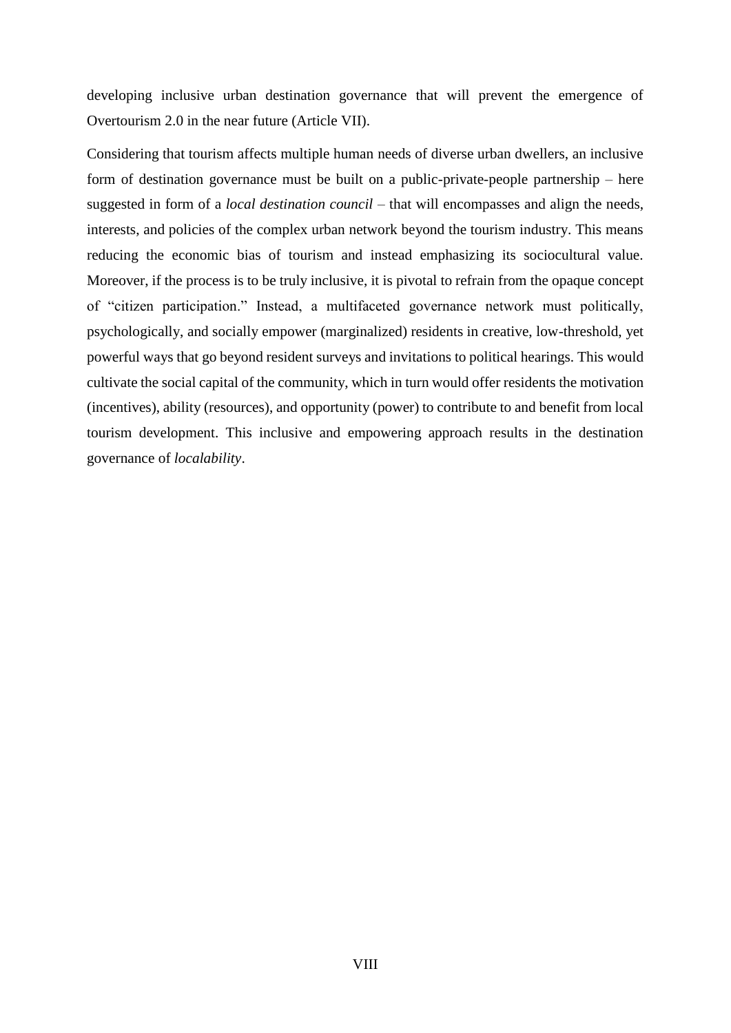developing inclusive urban destination governance that will prevent the emergence of Overtourism 2.0 in the near future (Article VII).

Considering that tourism affects multiple human needs of diverse urban dwellers, an inclusive form of destination governance must be built on a public-private-people partnership – here suggested in form of a *local destination council* – that will encompasses and align the needs, interests, and policies of the complex urban network beyond the tourism industry. This means reducing the economic bias of tourism and instead emphasizing its sociocultural value. Moreover, if the process is to be truly inclusive, it is pivotal to refrain from the opaque concept of "citizen participation." Instead, a multifaceted governance network must politically, psychologically, and socially empower (marginalized) residents in creative, low-threshold, yet powerful ways that go beyond resident surveys and invitations to political hearings. This would cultivate the social capital of the community, which in turn would offer residents the motivation (incentives), ability (resources), and opportunity (power) to contribute to and benefit from local tourism development. This inclusive and empowering approach results in the destination governance of *localability*.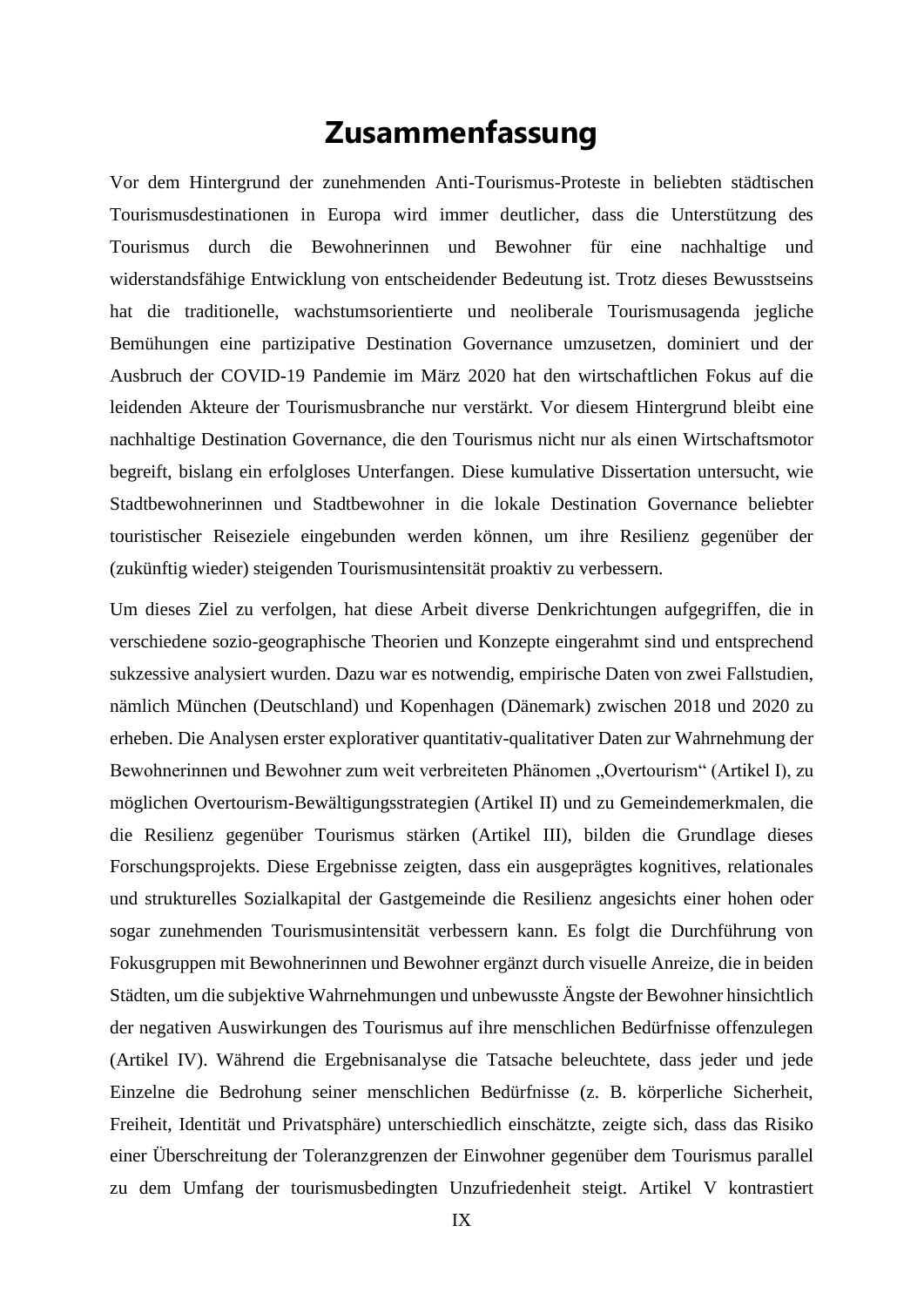# Zusammenfassung

Vor dem Hintergrund der zunehmenden Anti-Tourismus-Proteste in beliebten städtischen Tourismusdestinationen in Europa wird immer deutlicher, dass die Unterstützung des Tourismus durch die Bewohnerinnen und Bewohner für eine nachhaltige und widerstandsfähige Entwicklung von entscheidender Bedeutung ist. Trotz dieses Bewusstseins hat die traditionelle, wachstumsorientierte und neoliberale Tourismusagenda jegliche Bemühungen eine partizipative Destination Governance umzusetzen, dominiert und der Ausbruch der COVID-19 Pandemie im März 2020 hat den wirtschaftlichen Fokus auf die leidenden Akteure der Tourismusbranche nur verstärkt. Vor diesem Hintergrund bleibt eine nachhaltige Destination Governance, die den Tourismus nicht nur als einen Wirtschaftsmotor begreift, bislang ein erfolgloses Unterfangen. Diese kumulative Dissertation untersucht, wie Stadtbewohnerinnen und Stadtbewohner in die lokale Destination Governance beliebter touristischer Reiseziele eingebunden werden können, um ihre Resilienz gegenüber der (zukünftig wieder) steigenden Tourismusintensität proaktiv zu verbessern.

Um dieses Ziel zu verfolgen, hat diese Arbeit diverse Denkrichtungen aufgegriffen, die in verschiedene sozio-geographische Theorien und Konzepte eingerahmt sind und entsprechend sukzessive analysiert wurden. Dazu war es notwendig, empirische Daten von zwei Fallstudien, nämlich München (Deutschland) und Kopenhagen (Dänemark) zwischen 2018 und 2020 zu erheben. Die Analysen erster explorativer quantitativ-qualitativer Daten zur Wahrnehmung der Bewohnerinnen und Bewohner zum weit verbreiteten Phänomen „Overtourism“ (Artikel I), zu möglichen Overtourism-Bewältigungsstrategien (Artikel II) und zu Gemeindemerkmalen, die die Resilienz gegenüber Tourismus stärken (Artikel III), bilden die Grundlage dieses Forschungsprojekts. Diese Ergebnisse zeigten, dass ein ausgeprägtes kognitives, relationales und strukturelles Sozialkapital der Gastgemeinde die Resilienz angesichts einer hohen oder sogar zunehmenden Tourismusintensität verbessern kann. Es folgt die Durchführung von Fokusgruppen mit Bewohnerinnen und Bewohner ergänzt durch visuelle Anreize, die in beiden Städten, um die subjektive Wahrnehmungen und unbewusste Ängste der Bewohner hinsichtlich der negativen Auswirkungen des Tourismus auf ihre menschlichen Bedürfnisse offenzulegen (Artikel IV). Während die Ergebnisanalyse die Tatsache beleuchtete, dass jeder und jede Einzelne die Bedrohung seiner menschlichen Bedürfnisse (z. B. körperliche Sicherheit, Freiheit, Identität und Privatsphäre) unterschiedlich einschätzte, zeigte sich, dass das Risiko einer Überschreitung der Toleranzgrenzen der Einwohner gegenüber dem Tourismus parallel zu dem Umfang der tourismusbedingten Unzufriedenheit steigt. Artikel V kontrastiert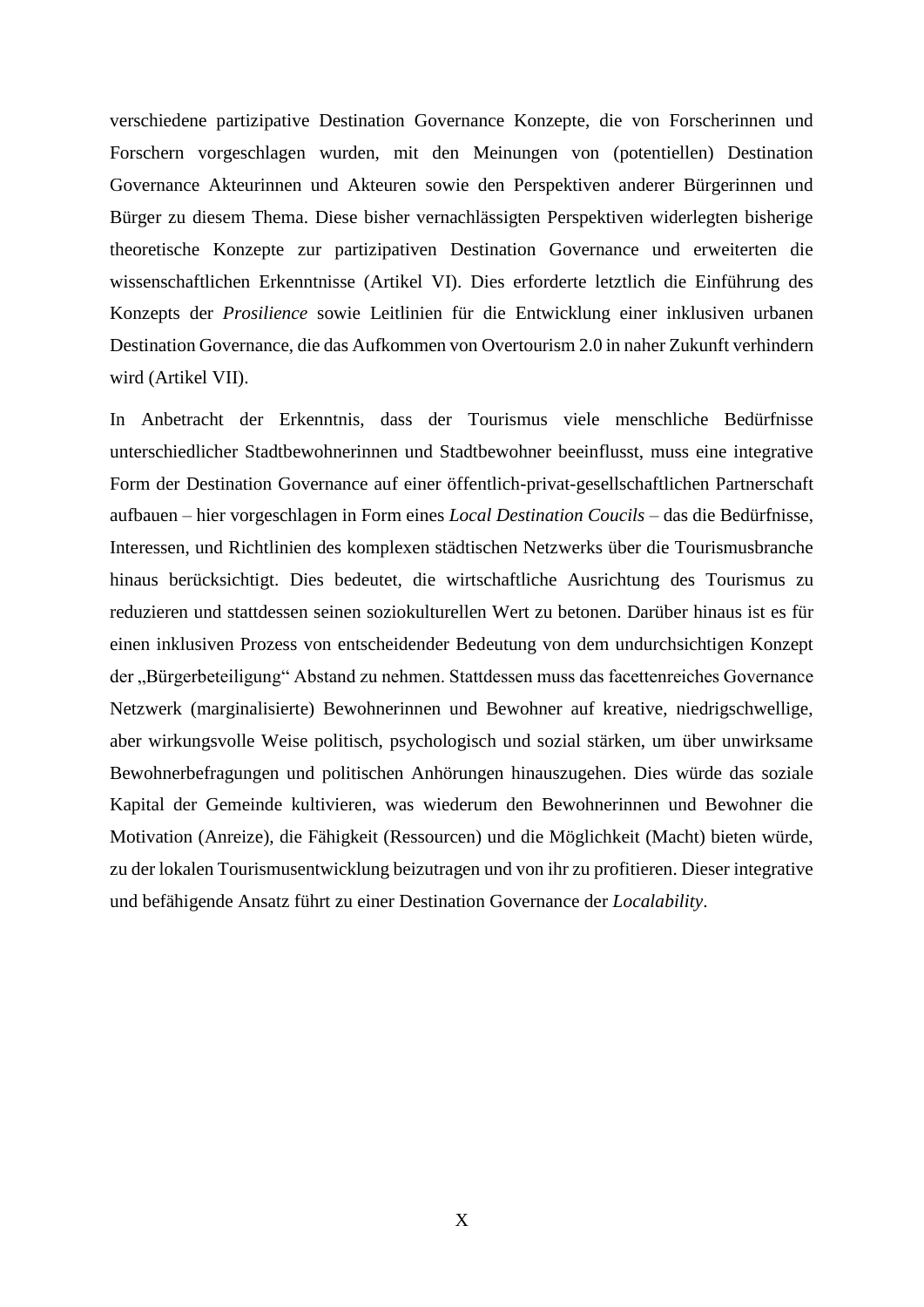verschiedene partizipative Destination Governance Konzepte, die von Forscherinnen und Forschern vorgeschlagen wurden, mit den Meinungen von (potentiellen) Destination Governance Akteurinnen und Akteuren sowie den Perspektiven anderer Bürgerinnen und Bürger zu diesem Thema. Diese bisher vernachlässigten Perspektiven widerlegten bisherige theoretische Konzepte zur partizipativen Destination Governance und erweiterten die wissenschaftlichen Erkenntnisse (Artikel VI). Dies erforderte letztlich die Einführung des Konzepts der *Prosilience* sowie Leitlinien für die Entwicklung einer inklusiven urbanen Destination Governance, die das Aufkommen von Overtourism 2.0 in naher Zukunft verhindern wird (Artikel VII).

In Anbetracht der Erkenntnis, dass der Tourismus viele menschliche Bedürfnisse unterschiedlicher Stadtbewohnerinnen und Stadtbewohner beeinflusst, muss eine integrative Form der Destination Governance auf einer öffentlich-privat-gesellschaftlichen Partnerschaft aufbauen – hier vorgeschlagen in Form eines *Local Destination Coucils* – das die Bedürfnisse, Interessen, und Richtlinien des komplexen städtischen Netzwerks über die Tourismusbranche hinaus berücksichtigt. Dies bedeutet, die wirtschaftliche Ausrichtung des Tourismus zu reduzieren und stattdessen seinen soziokulturellen Wert zu betonen. Darüber hinaus ist es für einen inklusiven Prozess von entscheidender Bedeutung von dem undurchsichtigen Konzept der „Bürgerbeteiligung“ Abstand zu nehmen. Stattdessen muss das facettenreiches Governance Netzwerk (marginalisierte) Bewohnerinnen und Bewohner auf kreative, niedrigschwellige, aber wirkungsvolle Weise politisch, psychologisch und sozial stärken, um über unwirksame Bewohnerbefragungen und politischen Anhörungen hinauszugehen. Dies würde das soziale Kapital der Gemeinde kultivieren, was wiederum den Bewohnerinnen und Bewohner die Motivation (Anreize), die Fähigkeit (Ressourcen) und die Möglichkeit (Macht) bieten würde, zu der lokalen Tourismusentwicklung beizutragen und von ihr zu profitieren. Dieser integrative und befähigende Ansatz führt zu einer Destination Governance der *Localability*.